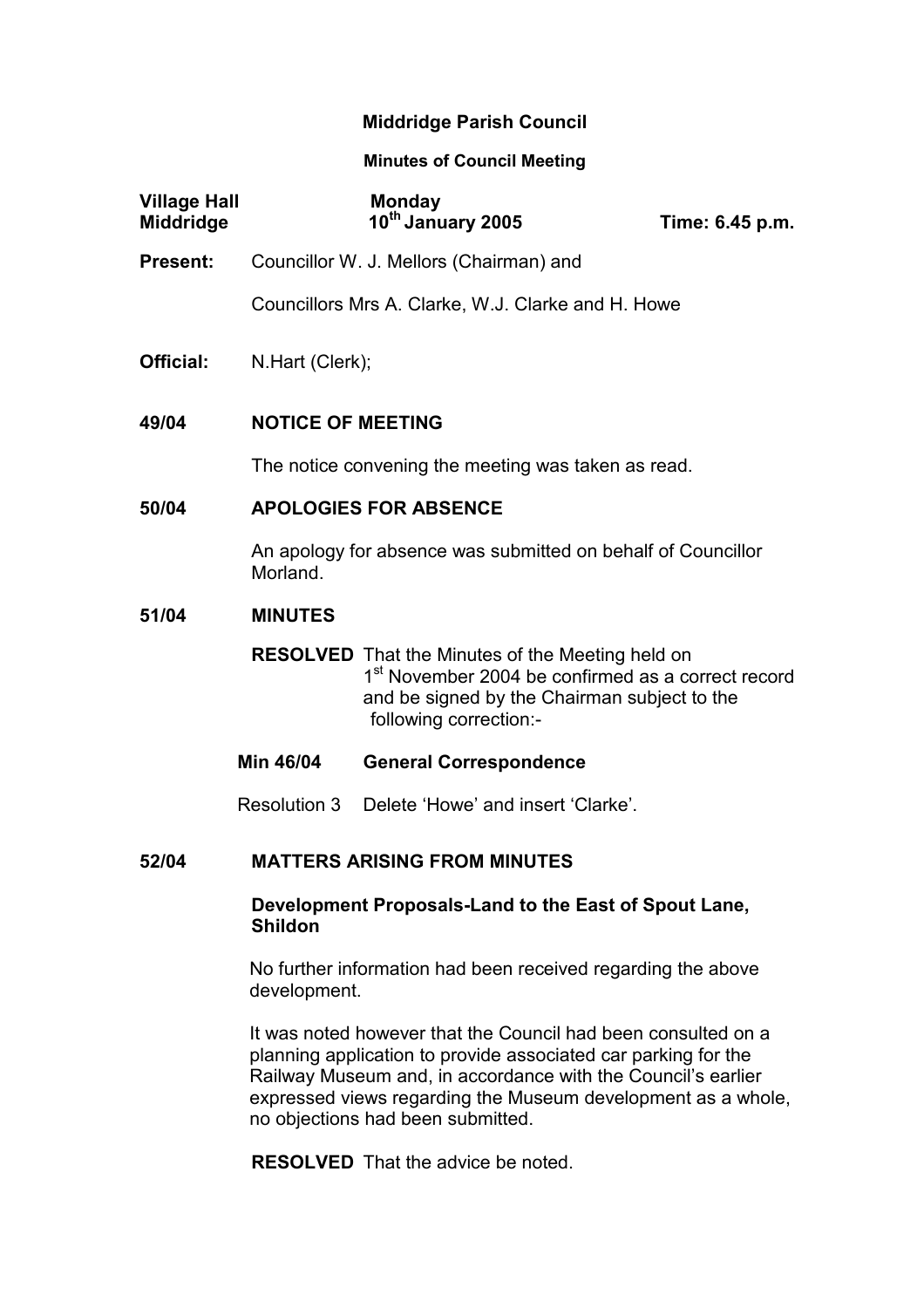# Middridge Parish Council

## Minutes of Council Meeting

**Village Hall Middridge** | **Monday 10th January 2005** | **Time: 6.45 p.m.**

**Present:** Councillor W. J. Mellors (Chairman) and

Councillors Mrs A. Clarke, W.J. Clarke and H. Howe

**Official:** N.Hart (Clerk);

### 49/04 NOTICE OF MEETING

The notice convening the meeting was taken as read.

### 50/04 APOLOGIES FOR ABSENCE

An apology for absence was submitted on behalf of Councillor Morland.

### 51/04 MINUTES

**RESOLVED** That the Minutes of the Meeting held on 1st November 2004 be confirmed as a correct record and be signed by the Chairman subject to the following correction:-

**Min 46/04 General Correspondence**

Resolution 3 Delete 'Howe' and insert 'Clarke'.

### 52/04 MATTERS ARISING FROM MINUTES

**Development Proposals-Land to the East of Spout Lane, Shildon**

No further information had been received regarding the above development.

It was noted however that the Council had been consulted on a planning application to provide associated car parking for the Railway Museum and, in accordance with the Council's earlier expressed views regarding the Museum development as a whole, no objections had been submitted.

**RESOLVED** That the advice be noted.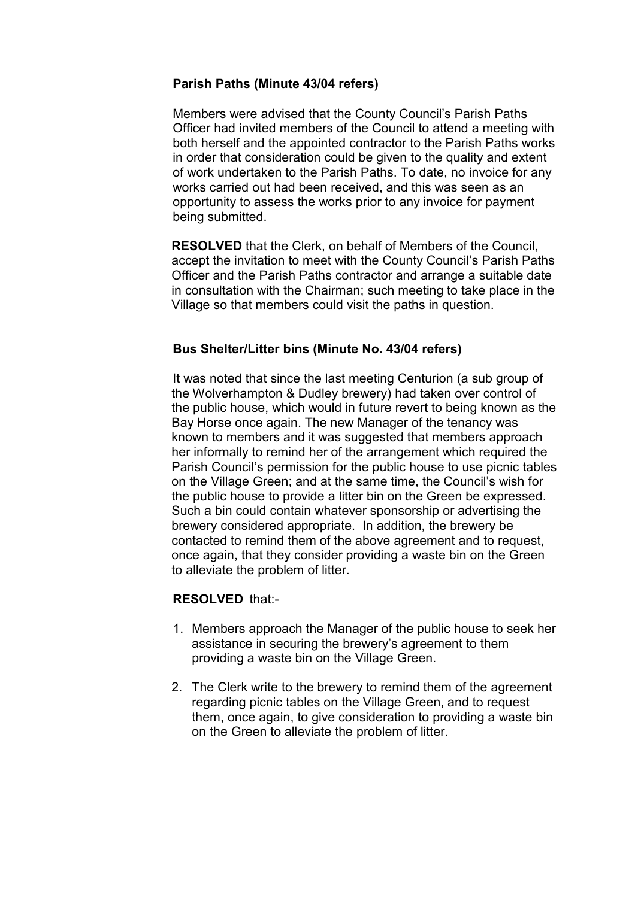**Parish Paths (Minute 43/04 refers)**

Members were advised that the County Council's Parish Paths Officer had invited members of the Council to attend a meeting with both herself and the appointed contractor to the Parish Paths works in order that consideration could be given to the quality and extent of work undertaken to the Parish Paths. To date, no invoice for any works carried out had been received, and this was seen as an opportunity to assess the works prior to any invoice for payment being submitted.

**RESOLVED** that the Clerk, on behalf of Members of the Council, accept the invitation to meet with the County Council's Parish Paths Officer and the Parish Paths contractor and arrange a suitable date in consultation with the Chairman; such meeting to take place in the Village so that members could visit the paths in question.

**Bus Shelter/Litter bins (Minute No. 43/04 refers)**

It was noted that since the last meeting Centurion (a sub group of the Wolverhampton & Dudley brewery) had taken over control of the public house, which would in future revert to being known as the Bay Horse once again. The new Manager of the tenancy was known to members and it was suggested that members approach her informally to remind her of the arrangement which required the Parish Council's permission for the public house to use picnic tables on the Village Green; and at the same time, the Council's wish for the public house to provide a litter bin on the Green be expressed. Such a bin could contain whatever sponsorship or advertising the brewery considered appropriate. In addition, the brewery be contacted to remind them of the above agreement and to request, once again, that they consider providing a waste bin on the Green to alleviate the problem of litter.

**RESOLVED** that:-

1. Members approach the Manager of the public house to seek her assistance in securing the brewery's agreement to them providing a waste bin on the Village Green.
2. The Clerk write to the brewery to remind them of the agreement regarding picnic tables on the Village Green, and to request them, once again, to give consideration to providing a waste bin on the Green to alleviate the problem of litter.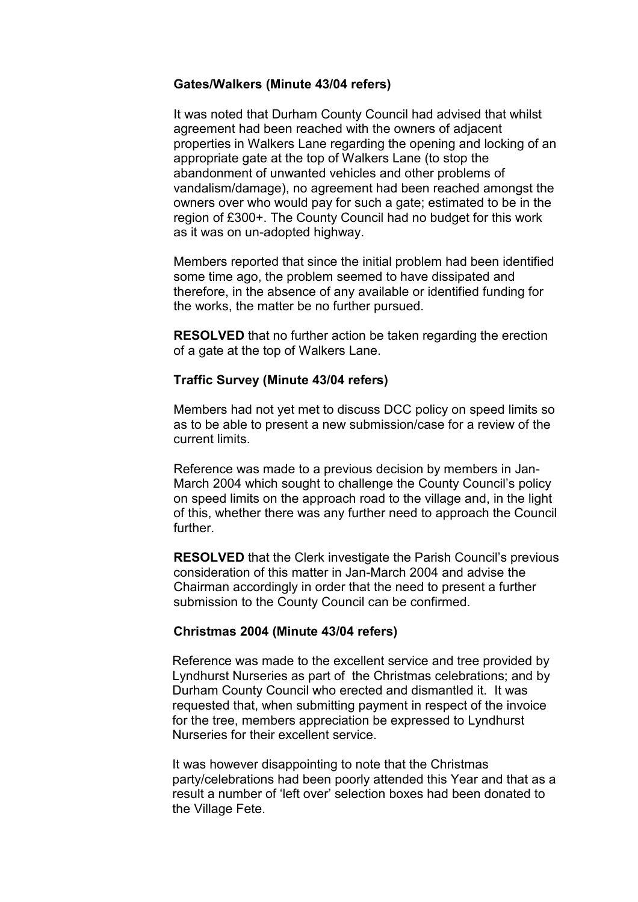**Gates/Walkers (Minute 43/04 refers)**

It was noted that Durham County Council had advised that whilst agreement had been reached with the owners of adjacent properties in Walkers Lane regarding the opening and locking of an appropriate gate at the top of Walkers Lane (to stop the abandonment of unwanted vehicles and other problems of vandalism/damage), no agreement had been reached amongst the owners over who would pay for such a gate; estimated to be in the region of £300+. The County Council had no budget for this work as it was on un-adopted highway.

Members reported that since the initial problem had been identified some time ago, the problem seemed to have dissipated and therefore, in the absence of any available or identified funding for the works, the matter be no further pursued.

**RESOLVED** that no further action be taken regarding the erection of a gate at the top of Walkers Lane.

**Traffic Survey (Minute 43/04 refers)**

Members had not yet met to discuss DCC policy on speed limits so as to be able to present a new submission/case for a review of the current limits.

Reference was made to a previous decision by members in Jan-March 2004 which sought to challenge the County Council's policy on speed limits on the approach road to the village and, in the light of this, whether there was any further need to approach the Council further.

**RESOLVED** that the Clerk investigate the Parish Council's previous consideration of this matter in Jan-March 2004 and advise the Chairman accordingly in order that the need to present a further submission to the County Council can be confirmed.

**Christmas 2004 (Minute 43/04 refers)**

Reference was made to the excellent service and tree provided by Lyndhurst Nurseries as part of the Christmas celebrations; and by Durham County Council who erected and dismantled it. It was requested that, when submitting payment in respect of the invoice for the tree, members appreciation be expressed to Lyndhurst Nurseries for their excellent service.

It was however disappointing to note that the Christmas party/celebrations had been poorly attended this Year and that as a result a number of 'left over' selection boxes had been donated to the Village Fete.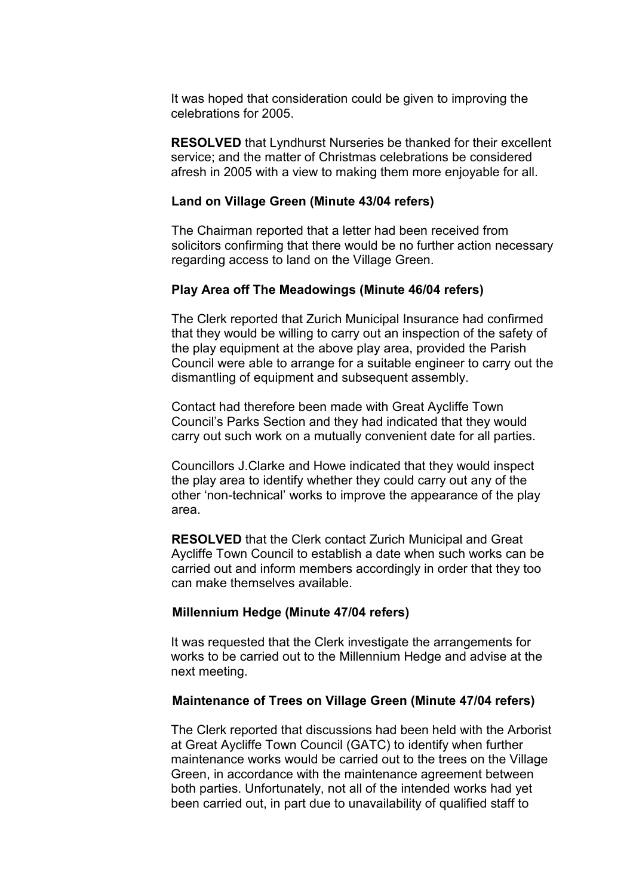It was hoped that consideration could be given to improving the celebrations for 2005.

**RESOLVED** that Lyndhurst Nurseries be thanked for their excellent service; and the matter of Christmas celebrations be considered afresh in 2005 with a view to making them more enjoyable for all.

**Land on Village Green (Minute 43/04 refers)**

The Chairman reported that a letter had been received from solicitors confirming that there would be no further action necessary regarding access to land on the Village Green.

**Play Area off The Meadowings (Minute 46/04 refers)**

The Clerk reported that Zurich Municipal Insurance had confirmed that they would be willing to carry out an inspection of the safety of the play equipment at the above play area, provided the Parish Council were able to arrange for a suitable engineer to carry out the dismantling of equipment and subsequent assembly.

Contact had therefore been made with Great Aycliffe Town Council's Parks Section and they had indicated that they would carry out such work on a mutually convenient date for all parties.

Councillors J.Clarke and Howe indicated that they would inspect the play area to identify whether they could carry out any of the other 'non-technical' works to improve the appearance of the play area.

**RESOLVED** that the Clerk contact Zurich Municipal and Great Aycliffe Town Council to establish a date when such works can be carried out and inform members accordingly in order that they too can make themselves available.

**Millennium Hedge (Minute 47/04 refers)**

It was requested that the Clerk investigate the arrangements for works to be carried out to the Millennium Hedge and advise at the next meeting.

**Maintenance of Trees on Village Green (Minute 47/04 refers)**

The Clerk reported that discussions had been held with the Arborist at Great Aycliffe Town Council (GATC) to identify when further maintenance works would be carried out to the trees on the Village Green, in accordance with the maintenance agreement between both parties. Unfortunately, not all of the intended works had yet been carried out, in part due to unavailability of qualified staff to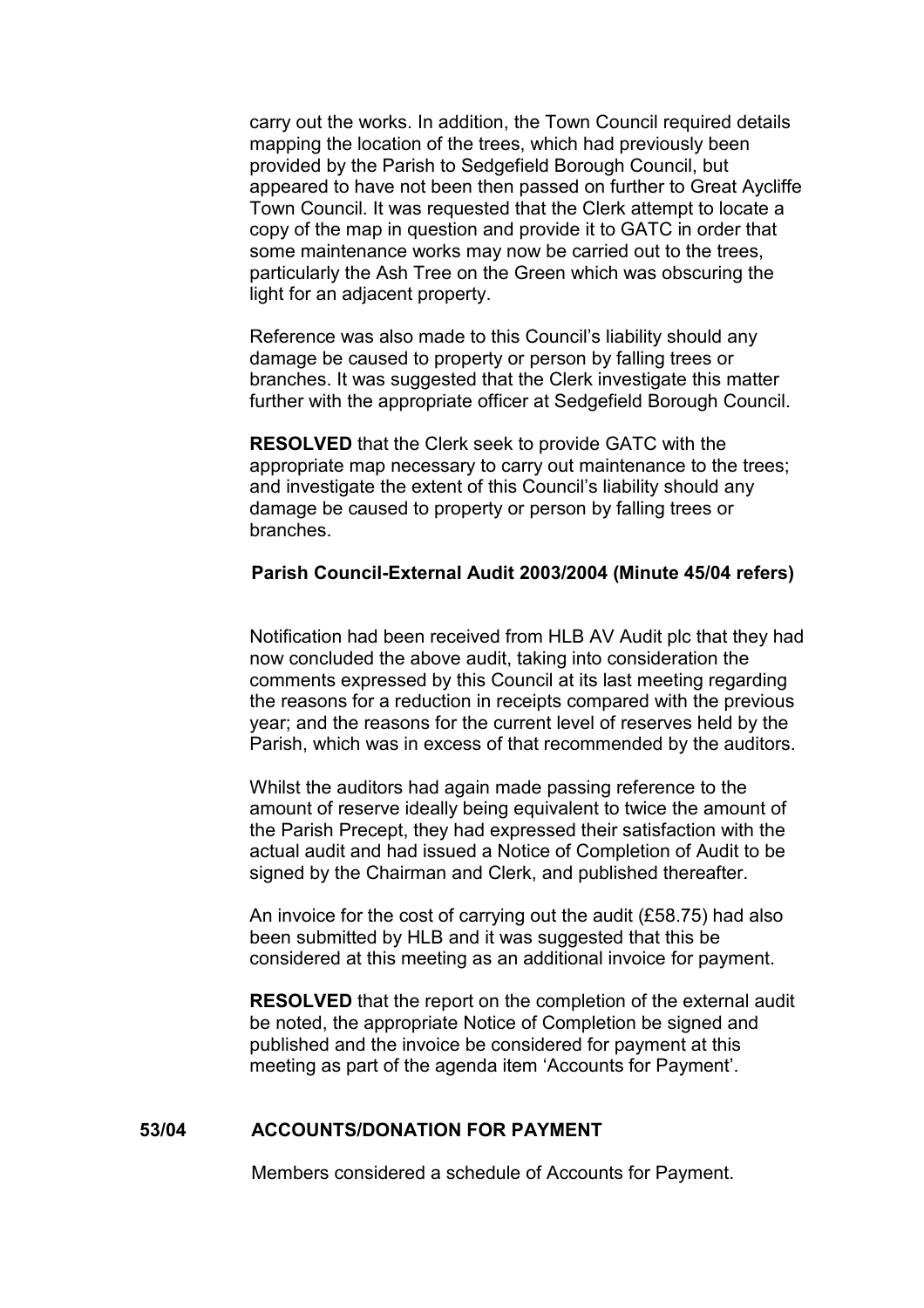carry out the works. In addition, the Town Council required details mapping the location of the trees, which had previously been provided by the Parish to Sedgefield Borough Council, but appeared to have not been then passed on further to Great Aycliffe Town Council. It was requested that the Clerk attempt to locate a copy of the map in question and provide it to GATC in order that some maintenance works may now be carried out to the trees, particularly the Ash Tree on the Green which was obscuring the light for an adjacent property.

Reference was also made to this Council's liability should any damage be caused to property or person by falling trees or branches. It was suggested that the Clerk investigate this matter further with the appropriate officer at Sedgefield Borough Council.

**RESOLVED** that the Clerk seek to provide GATC with the appropriate map necessary to carry out maintenance to the trees; and investigate the extent of this Council's liability should any damage be caused to property or person by falling trees or branches.

**Parish Council-External Audit 2003/2004 (Minute 45/04 refers)**

Notification had been received from HLB AV Audit plc that they had now concluded the above audit, taking into consideration the comments expressed by this Council at its last meeting regarding the reasons for a reduction in receipts compared with the previous year; and the reasons for the current level of reserves held by the Parish, which was in excess of that recommended by the auditors.

Whilst the auditors had again made passing reference to the amount of reserve ideally being equivalent to twice the amount of the Parish Precept, they had expressed their satisfaction with the actual audit and had issued a Notice of Completion of Audit to be signed by the Chairman and Clerk, and published thereafter.

An invoice for the cost of carrying out the audit (£58.75) had also been submitted by HLB and it was suggested that this be considered at this meeting as an additional invoice for payment.

**RESOLVED** that the report on the completion of the external audit be noted, the appropriate Notice of Completion be signed and published and the invoice be considered for payment at this meeting as part of the agenda item 'Accounts for Payment'.

**53/04 ACCOUNTS/DONATION FOR PAYMENT**

Members considered a schedule of Accounts for Payment.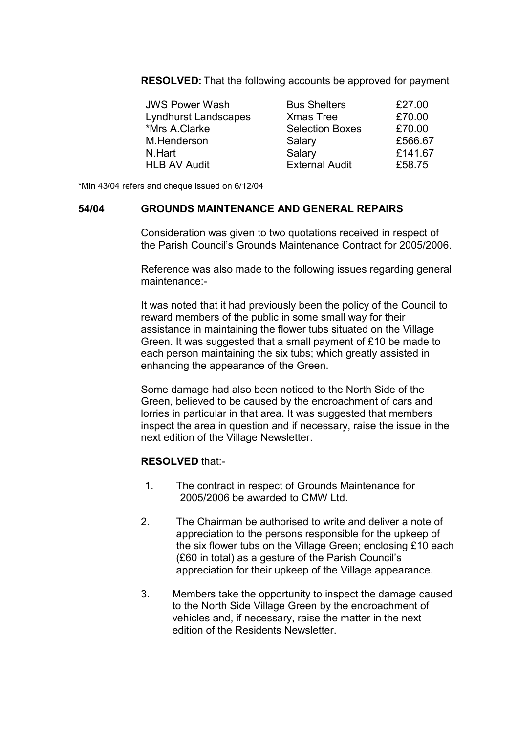**RESOLVED:** That the following accounts be approved for payment

| | | |
|---|---|---|
| JWS Power Wash | Bus Shelters | £27.00 |
| Lyndhurst Landscapes | Xmas Tree | £70.00 |
| *Mrs A.Clarke | Selection Boxes | £70.00 |
| M.Henderson | Salary | £566.67 |
| N.Hart | Salary | £141.67 |
| HLB AV Audit | External Audit | £58.75 |

*Min 43/04 refers and cheque issued on 6/12/04

## 54/04 GROUNDS MAINTENANCE AND GENERAL REPAIRS

Consideration was given to two quotations received in respect of the Parish Council's Grounds Maintenance Contract for 2005/2006.

Reference was also made to the following issues regarding general maintenance:-

It was noted that it had previously been the policy of the Council to reward members of the public in some small way for their assistance in maintaining the flower tubs situated on the Village Green. It was suggested that a small payment of £10 be made to each person maintaining the six tubs; which greatly assisted in enhancing the appearance of the Green.

Some damage had also been noticed to the North Side of the Green, believed to be caused by the encroachment of cars and lorries in particular in that area. It was suggested that members inspect the area in question and if necessary, raise the issue in the next edition of the Village Newsletter.

**RESOLVED** that:-

1. The contract in respect of Grounds Maintenance for 2005/2006 be awarded to CMW Ltd.
2. The Chairman be authorised to write and deliver a note of appreciation to the persons responsible for the upkeep of the six flower tubs on the Village Green; enclosing £10 each (£60 in total) as a gesture of the Parish Council's appreciation for their upkeep of the Village appearance.
3. Members take the opportunity to inspect the damage caused to the North Side Village Green by the encroachment of vehicles and, if necessary, raise the matter in the next edition of the Residents Newsletter.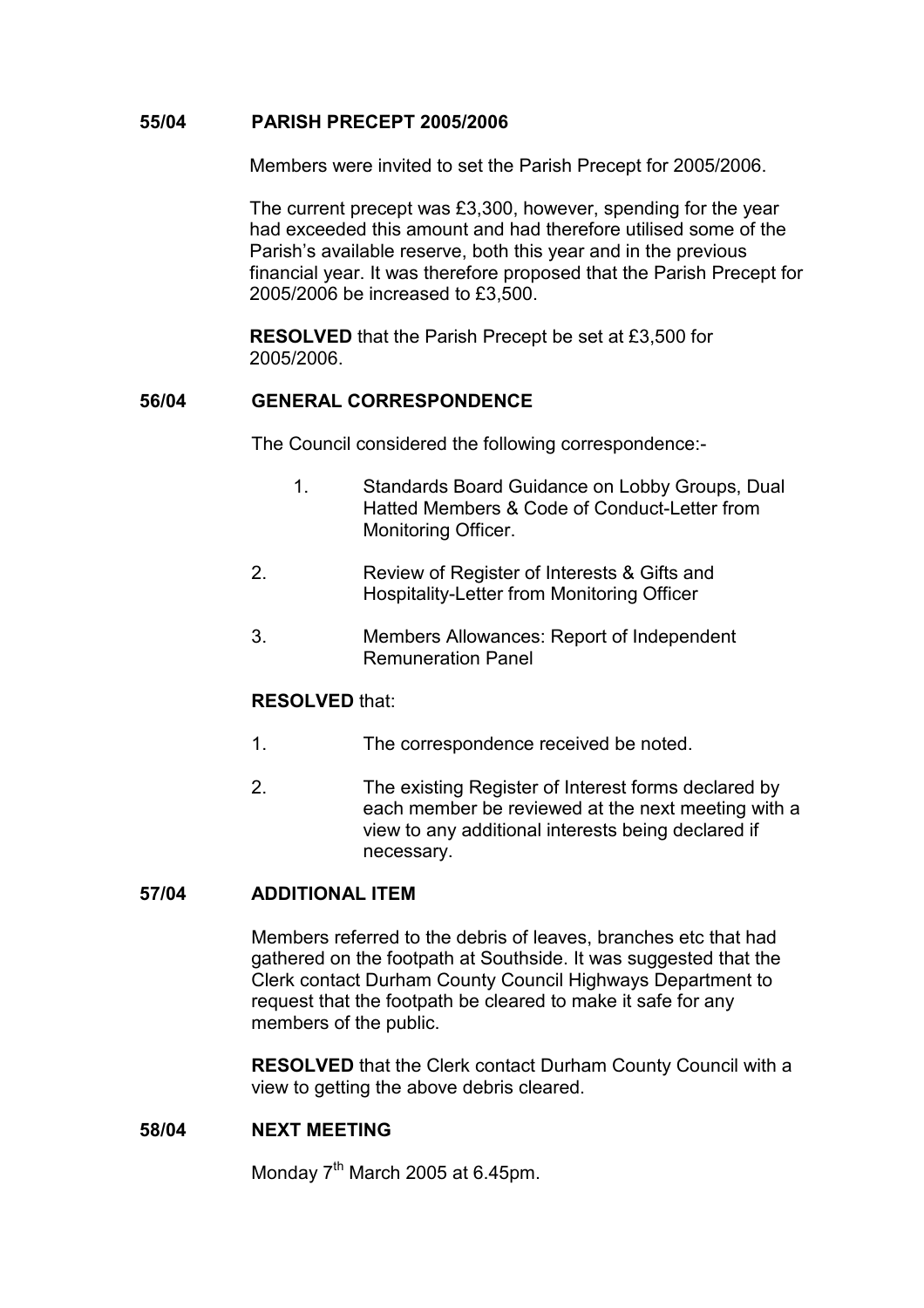### 55/04 PARISH PRECEPT 2005/2006

Members were invited to set the Parish Precept for 2005/2006.

The current precept was £3,300, however, spending for the year had exceeded this amount and had therefore utilised some of the Parish's available reserve, both this year and in the previous financial year. It was therefore proposed that the Parish Precept for 2005/2006 be increased to £3,500.

**RESOLVED** that the Parish Precept be set at £3,500 for 2005/2006.

### 56/04 GENERAL CORRESPONDENCE

The Council considered the following correspondence:-

1. Standards Board Guidance on Lobby Groups, Dual Hatted Members & Code of Conduct-Letter from Monitoring Officer.
2. Review of Register of Interests & Gifts and Hospitality-Letter from Monitoring Officer
3. Members Allowances: Report of Independent Remuneration Panel

**RESOLVED** that:

1. The correspondence received be noted.
2. The existing Register of Interest forms declared by each member be reviewed at the next meeting with a view to any additional interests being declared if necessary.

### 57/04 ADDITIONAL ITEM

Members referred to the debris of leaves, branches etc that had gathered on the footpath at Southside. It was suggested that the Clerk contact Durham County Council Highways Department to request that the footpath be cleared to make it safe for any members of the public.

**RESOLVED** that the Clerk contact Durham County Council with a view to getting the above debris cleared.

### 58/04 NEXT MEETING

Monday 7th March 2005 at 6.45pm.